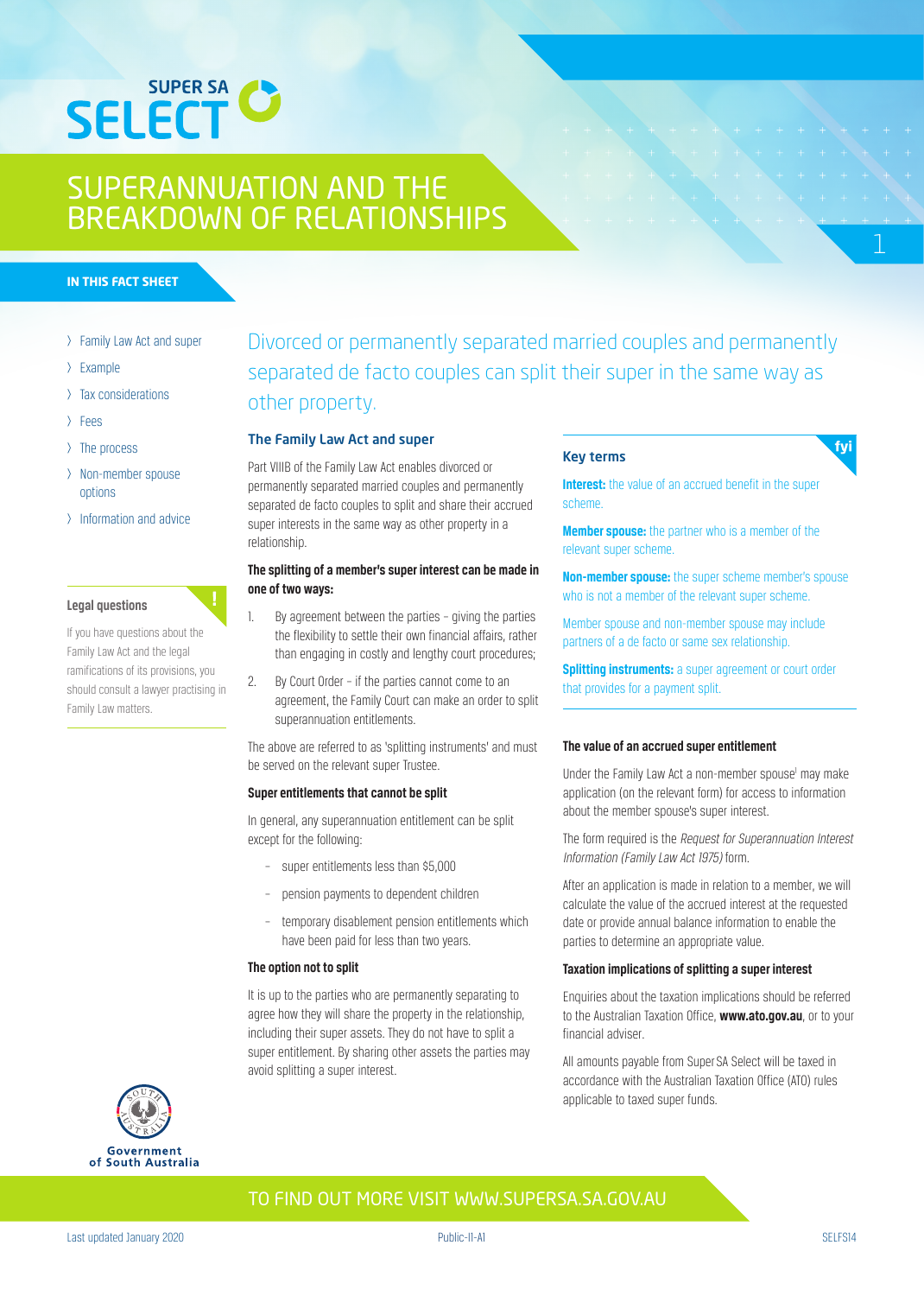SUPER SA SELECT

# SUPERANNUATION AND THE BREAKDOWN OF RELATIONSHIPS

**IN THIS FACT SHEET**

- Family Law Act and super
- Example
- Tax considerations
- Fees
- The process
- Non-member spouse options
- Information and advice

**Legal questions**

If you have questions about the Family Law Act and the legal ramifications of its provisions, you should consult a lawyer practising in Family Law matters.

Divorced or permanently separated married couples and permanently separated de facto couples can split their super in the same way as other property.

## The Family Law Act and super

Part VIIIB of the Family Law Act enables divorced or permanently separated married couples and permanently separated de facto couples to split and share their accrued super interests in the same way as other property in a relationship.

**The splitting of a member's super interest can be made in one of two ways:**

1. By agreement between the parties – giving the parties the flexibility to settle their own financial affairs, rather than engaging in costly and lengthy court procedures;
2. By Court Order – if the parties cannot come to an agreement, the Family Court can make an order to split superannuation entitlements.

The above are referred to as 'splitting instruments' and must be served on the relevant super Trustee.

**Super entitlements that cannot be split**

In general, any superannuation entitlement can be split except for the following:

- super entitlements less than $5,000
- pension payments to dependent children
- temporary disablement pension entitlements which have been paid for less than two years.

**The option not to split**

It is up to the parties who are permanently separating to agree how they will share the property in the relationship, including their super assets. They do not have to split a super entitlement. By sharing other assets the parties may avoid splitting a super interest.

### Key terms

**Interest:** the value of an accrued benefit in the super scheme.

**Member spouse:** the partner who is a member of the relevant super scheme.

**Non-member spouse:** the super scheme member's spouse who is not a member of the relevant super scheme.

Member spouse and non-member spouse may include partners of a de facto or same sex relationship.

**Splitting instruments:** a super agreement or court order that provides for a payment split.

**The value of an accrued super entitlement**

Under the Family Law Act a non-member spouse[i] may make application (on the relevant form) for access to information about the member spouse's super interest.

The form required is the *Request for Superannuation Interest Information (Family Law Act 1975)* form.

After an application is made in relation to a member, we will calculate the value of the accrued interest at the requested date or provide annual balance information to enable the parties to determine an appropriate value.

**Taxation implications of splitting a super interest**

Enquiries about the taxation implications should be referred to the Australian Taxation Office, **www.ato.gov.au**, or to your financial adviser.

All amounts payable from Super SA Select will be taxed in accordance with the Australian Taxation Office (ATO) rules applicable to taxed super funds.

Government of South Australia

TO FIND OUT MORE VISIT WWW.SUPERSA.SA.GOV.AU

Last updated January 2020 Public-I1-A1 SELFS14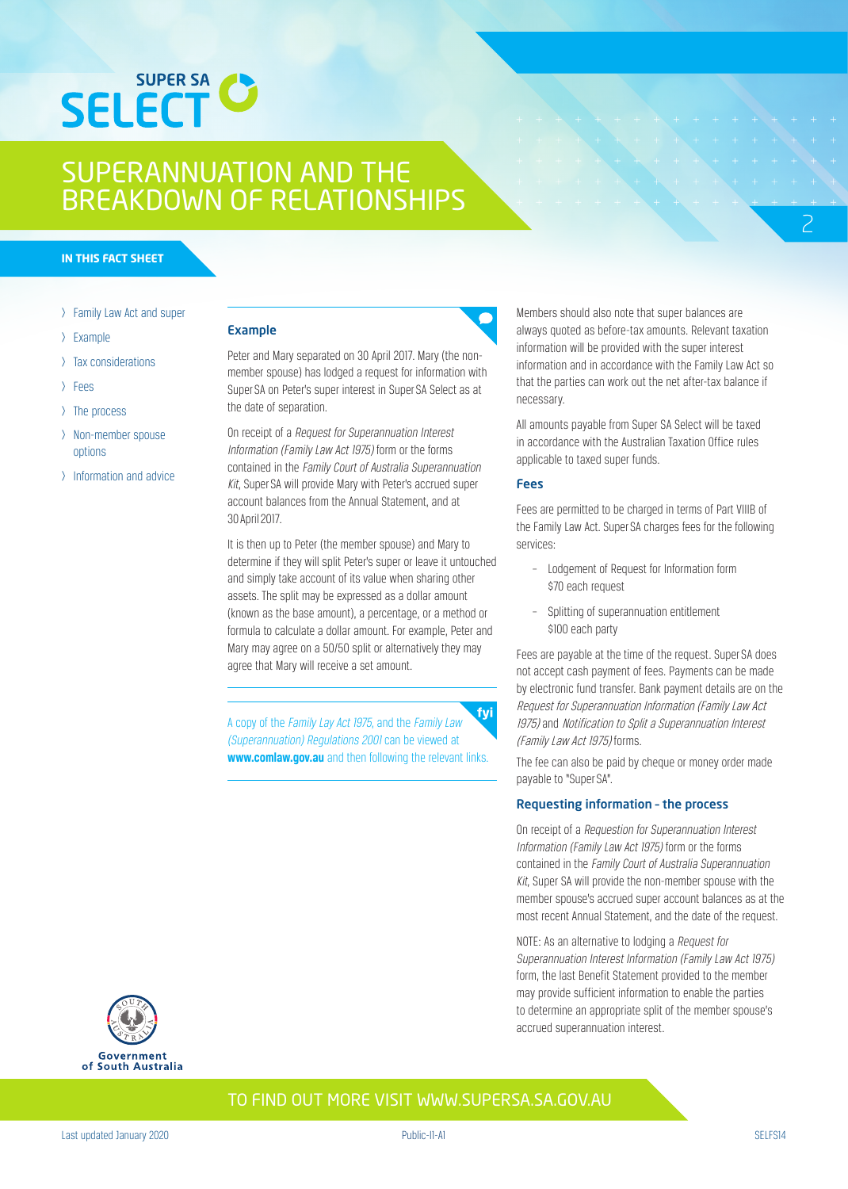# SUPERANNUATION AND THE BREAKDOWN OF RELATIONSHIPS

**IN THIS FACT SHEET**

- Family Law Act and super
- Example
- Tax considerations
- Fees
- The process
- Non-member spouse options
- Information and advice

## Example

Peter and Mary separated on 30 April 2017. Mary (the non-member spouse) has lodged a request for information with Super SA on Peter's super interest in Super SA Select as at the date of separation.

On receipt of a *Request for Superannuation Interest Information (Family Law Act 1975)* form or the forms contained in the *Family Court of Australia Superannuation Kit*, Super SA will provide Mary with Peter's accrued super account balances from the Annual Statement, and at 30 April 2017.

It is then up to Peter (the member spouse) and Mary to determine if they will split Peter's super or leave it untouched and simply take account of its value when sharing other assets. The split may be expressed as a dollar amount (known as the base amount), a percentage, or a method or formula to calculate a dollar amount. For example, Peter and Mary may agree on a 50/50 split or alternatively they may agree that Mary will receive a set amount.

A copy of the *Family Lay Act 1975*, and the *Family Law (Superannuation) Regulations 2001* can be viewed at **www.comlaw.gov.au** and then following the relevant links.

Members should also note that super balances are always quoted as before-tax amounts. Relevant taxation information will be provided with the super interest information and in accordance with the Family Law Act so that the parties can work out the net after-tax balance if necessary.

All amounts payable from Super SA Select will be taxed in accordance with the Australian Taxation Office rules applicable to taxed super funds.

## Fees

Fees are permitted to be charged in terms of Part VIIIB of the Family Law Act. Super SA charges fees for the following services:

- Lodgement of Request for Information form
  $70 each request
- Splitting of superannuation entitlement
  $100 each party

Fees are payable at the time of the request. Super SA does not accept cash payment of fees. Payments can be made by electronic fund transfer. Bank payment details are on the *Request for Superannuation Information (Family Law Act 1975)* and *Notification to Split a Superannuation Interest (Family Law Act 1975)* forms.

The fee can also be paid by cheque or money order made payable to "Super SA".

## Requesting information – the process

On receipt of a *Requestion for Superannuation Interest Information (Family Law Act 1975)* form or the forms contained in the *Family Court of Australia Superannuation Kit*, Super SA will provide the non-member spouse with the member spouse's accrued super account balances as at the most recent Annual Statement, and the date of the request.

NOTE: As an alternative to lodging a *Request for Superannuation Interest Information (Family Law Act 1975)* form, the last Benefit Statement provided to the member may provide sufficient information to enable the parties to determine an appropriate split of the member spouse's accrued superannuation interest.

TO FIND OUT MORE VISIT WWW.SUPERSA.SA.GOV.AU

Last updated January 2020 | Public-I1-A1 | SELFS14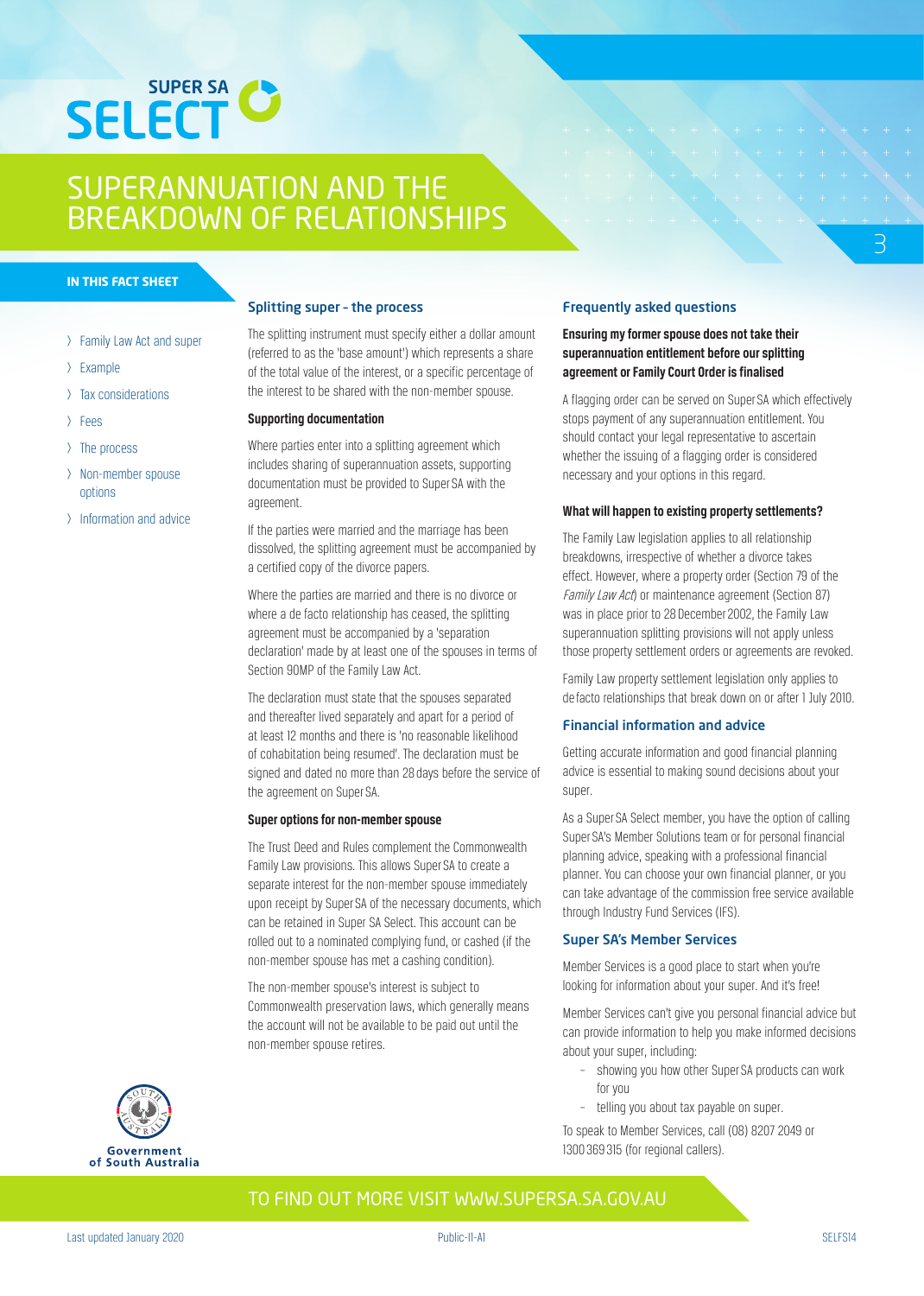# SUPERANNUATION AND THE BREAKDOWN OF RELATIONSHIPS

**IN THIS FACT SHEET**

- Family Law Act and super
- Example
- Tax considerations
- Fees
- The process
- Non-member spouse options
- Information and advice

## Splitting super – the process

The splitting instrument must specify either a dollar amount (referred to as the 'base amount') which represents a share of the total value of the interest, or a specific percentage of the interest to be shared with the non-member spouse.

### Supporting documentation

Where parties enter into a splitting agreement which includes sharing of superannuation assets, supporting documentation must be provided to Super SA with the agreement.

If the parties were married and the marriage has been dissolved, the splitting agreement must be accompanied by a certified copy of the divorce papers.

Where the parties are married and there is no divorce or where a de facto relationship has ceased, the splitting agreement must be accompanied by a 'separation declaration' made by at least one of the spouses in terms of Section 90MP of the Family Law Act.

The declaration must state that the spouses separated and thereafter lived separately and apart for a period of at least 12 months and there is 'no reasonable likelihood of cohabitation being resumed'. The declaration must be signed and dated no more than 28 days before the service of the agreement on Super SA.

### Super options for non-member spouse

The Trust Deed and Rules complement the Commonwealth Family Law provisions. This allows Super SA to create a separate interest for the non-member spouse immediately upon receipt by Super SA of the necessary documents, which can be retained in Super SA Select. This account can be rolled out to a nominated complying fund, or cashed (if the non-member spouse has met a cashing condition).

The non-member spouse's interest is subject to Commonwealth preservation laws, which generally means the account will not be available to be paid out until the non-member spouse retires.

## Frequently asked questions

### Ensuring my former spouse does not take their superannuation entitlement before our splitting agreement or Family Court Order is finalised

A flagging order can be served on Super SA which effectively stops payment of any superannuation entitlement. You should contact your legal representative to ascertain whether the issuing of a flagging order is considered necessary and your options in this regard.

### What will happen to existing property settlements?

The Family Law legislation applies to all relationship breakdowns, irrespective of whether a divorce takes effect. However, where a property order (Section 79 of the *Family Law Act*) or maintenance agreement (Section 87) was in place prior to 28 December 2002, the Family Law superannuation splitting provisions will not apply unless those property settlement orders or agreements are revoked.

Family Law property settlement legislation only applies to de facto relationships that break down on or after 1 July 2010.

## Financial information and advice

Getting accurate information and good financial planning advice is essential to making sound decisions about your super.

As a Super SA Select member, you have the option of calling Super SA's Member Solutions team or for personal financial planning advice, speaking with a professional financial planner. You can choose your own financial planner, or you can take advantage of the commission free service available through Industry Fund Services (IFS).

## Super SA's Member Services

Member Services is a good place to start when you're looking for information about your super. And it's free!

Member Services can't give you personal financial advice but can provide information to help you make informed decisions about your super, including:

- showing you how other Super SA products can work for you
- telling you about tax payable on super.

To speak to Member Services, call (08) 8207 2049 or 1300 369 315 (for regional callers).

TO FIND OUT MORE VISIT WWW.SUPERSA.SA.GOV.AU

Last updated January 2020 | Public-I1-A1 | SELFS14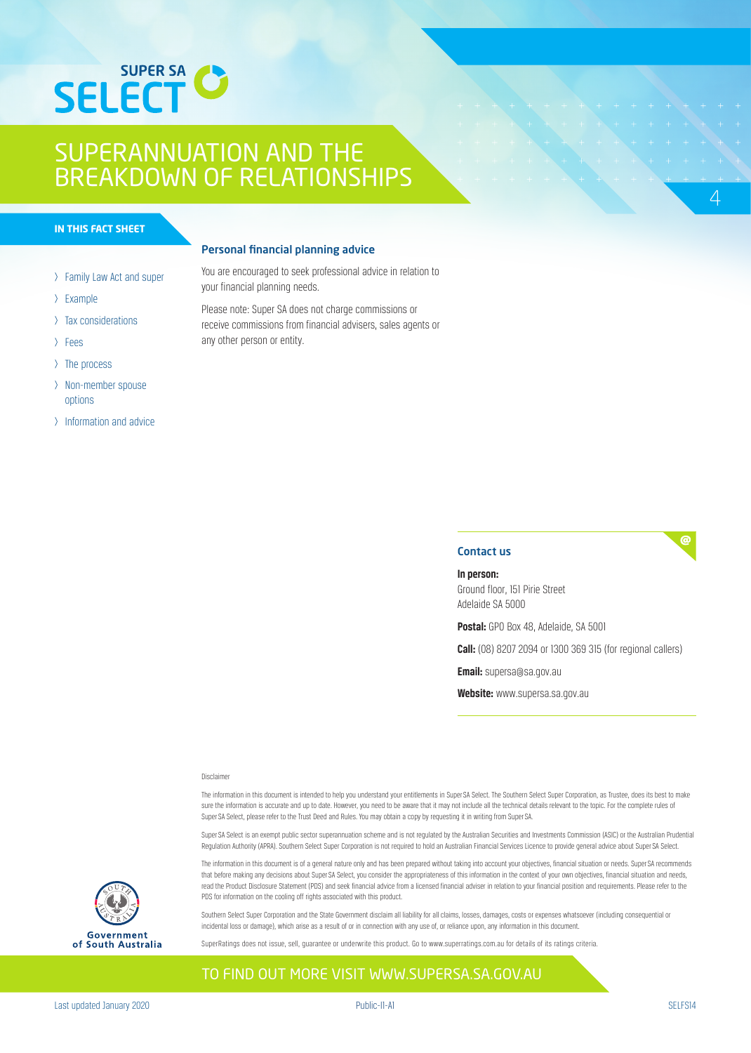SUPER SA SELECT

# SUPERANNUATION AND THE BREAKDOWN OF RELATIONSHIPS

**IN THIS FACT SHEET**

- Family Law Act and super
- Example
- Tax considerations
- Fees
- The process
- Non-member spouse options
- Information and advice

## Personal financial planning advice

You are encouraged to seek professional advice in relation to your financial planning needs.

Please note: Super SA does not charge commissions or receive commissions from financial advisers, sales agents or any other person or entity.

## Contact us

**In person:**
Ground floor, 151 Pirie Street
Adelaide SA 5000

**Postal:** GPO Box 48, Adelaide, SA 5001

**Call:** (08) 8207 2094 or 1300 369 315 (for regional callers)

**Email:** supersa@sa.gov.au

**Website:** www.supersa.sa.gov.au

Disclaimer

The information in this document is intended to help you understand your entitlements in Super SA Select. The Southern Select Super Corporation, as Trustee, does its best to make sure the information is accurate and up to date. However, you need to be aware that it may not include all the technical details relevant to the topic. For the complete rules of Super SA Select, please refer to the Trust Deed and Rules. You may obtain a copy by requesting it in writing from Super SA.

Super SA Select is an exempt public sector superannuation scheme and is not regulated by the Australian Securities and Investments Commission (ASIC) or the Australian Prudential Regulation Authority (APRA). Southern Select Super Corporation is not required to hold an Australian Financial Services Licence to provide general advice about Super SA Select.

The information in this document is of a general nature only and has been prepared without taking into account your objectives, financial situation or needs. Super SA recommends that before making any decisions about Super SA Select, you consider the appropriateness of this information in the context of your own objectives, financial situation and needs, read the Product Disclosure Statement (PDS) and seek financial advice from a licensed financial adviser in relation to your financial position and requirements. Please refer to the PDS for information on the cooling off rights associated with this product.

Southern Select Super Corporation and the State Government disclaim all liability for all claims, losses, damages, costs or expenses whatsoever (including consequential or incidental loss or damage), which arise as a result of or in connection with any use of, or reliance upon, any information in this document.

SuperRatings does not issue, sell, guarantee or underwrite this product. Go to www.superratings.com.au for details of its ratings criteria.

Government of South Australia

TO FIND OUT MORE VISIT WWW.SUPERSA.SA.GOV.AU

Last updated January 2020 | Public-I1-A1 | SELFS14